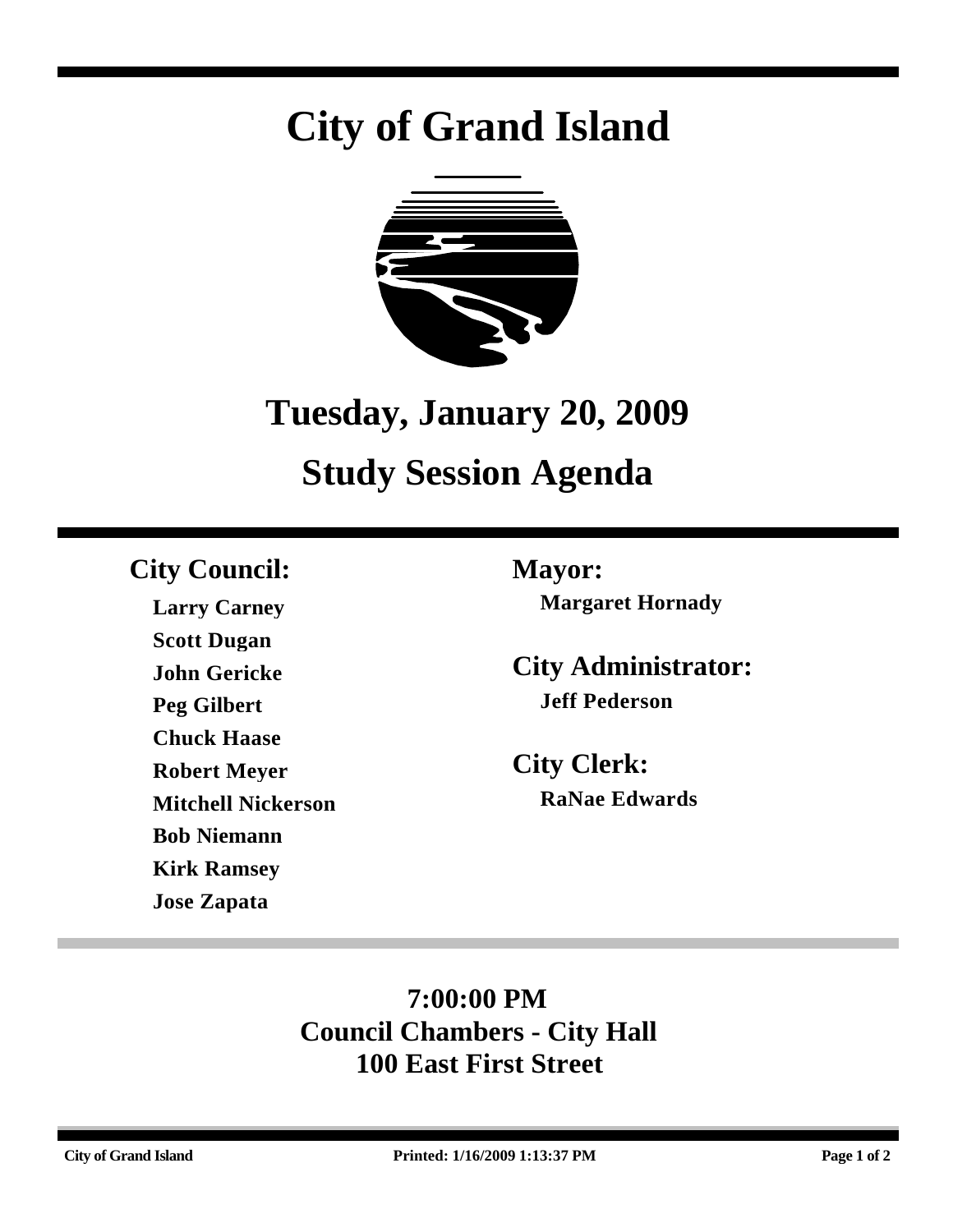# City of Grand Island

## Tuesday, January 20, 2009

## Study Session Agenda

### City Council:

**Larry Carney**
**Scott Dugan**
**John Gericke**
**Peg Gilbert**
**Chuck Haase**
**Robert Meyer**
**Mitchell Nickerson**
**Bob Niemann**
**Kirk Ramsey**
**Jose Zapata**

### Mayor:

**Margaret Hornady**

### City Administrator:

**Jeff Pederson**

### City Clerk:

**RaNae Edwards**

**7:00:00 PM**
**Council Chambers - City Hall**
**100 East First Street**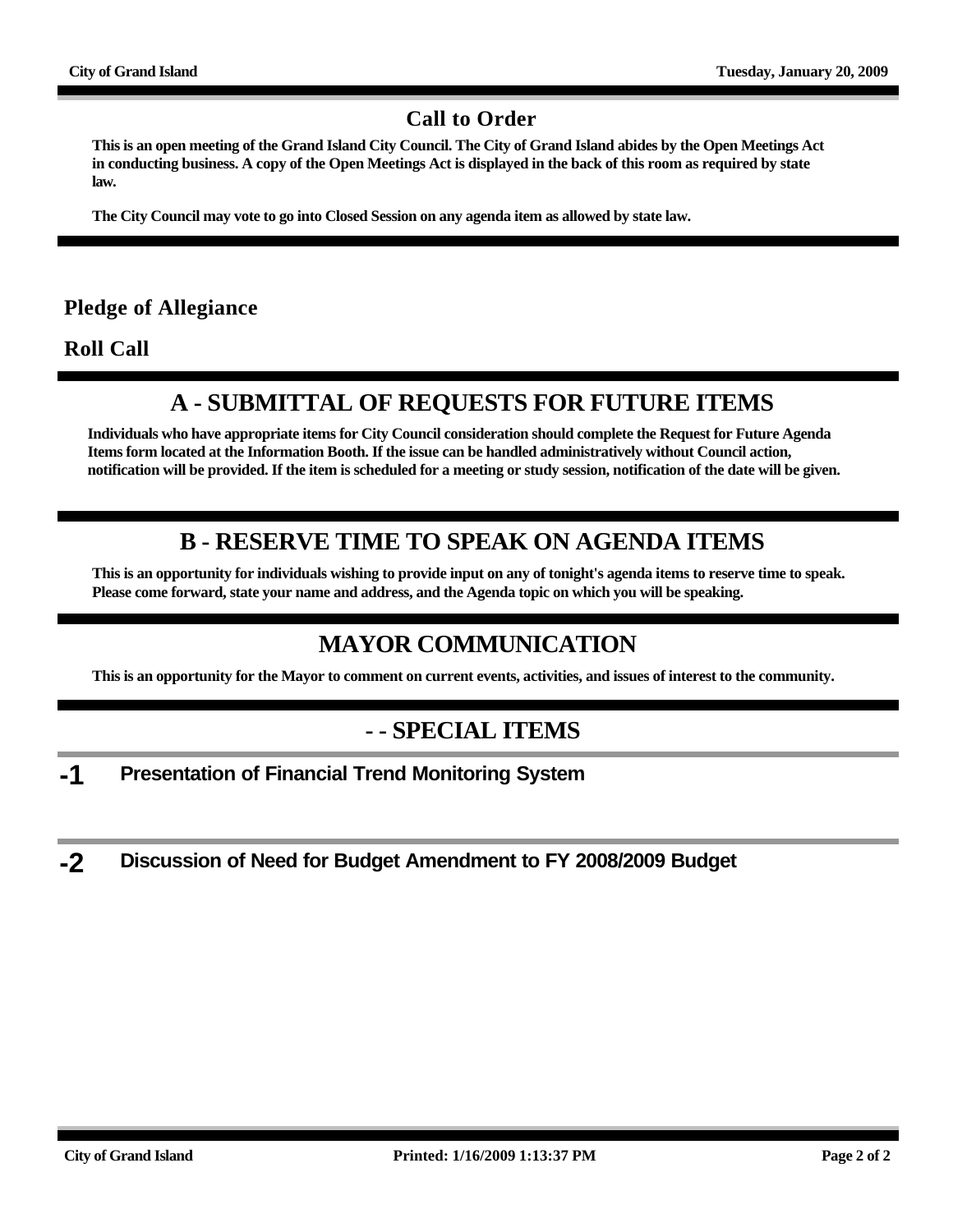## Call to Order

**This is an open meeting of the Grand Island City Council. The City of Grand Island abides by the Open Meetings Act in conducting business. A copy of the Open Meetings Act is displayed in the back of this room as required by state law.**

**The City Council may vote to go into Closed Session on any agenda item as allowed by state law.**

### Pledge of Allegiance

### Roll Call

# A - SUBMITTAL OF REQUESTS FOR FUTURE ITEMS

**Individuals who have appropriate items for City Council consideration should complete the Request for Future Agenda Items form located at the Information Booth. If the issue can be handled administratively without Council action, notification will be provided. If the item is scheduled for a meeting or study session, notification of the date will be given.**

# B - RESERVE TIME TO SPEAK ON AGENDA ITEMS

**This is an opportunity for individuals wishing to provide input on any of tonight's agenda items to reserve time to speak. Please come forward, state your name and address, and the Agenda topic on which you will be speaking.**

# MAYOR COMMUNICATION

**This is an opportunity for the Mayor to comment on current events, activities, and issues of interest to the community.**

# - - SPECIAL ITEMS

**-1** **Presentation of Financial Trend Monitoring System**

**-2** **Discussion of Need for Budget Amendment to FY 2008/2009 Budget**